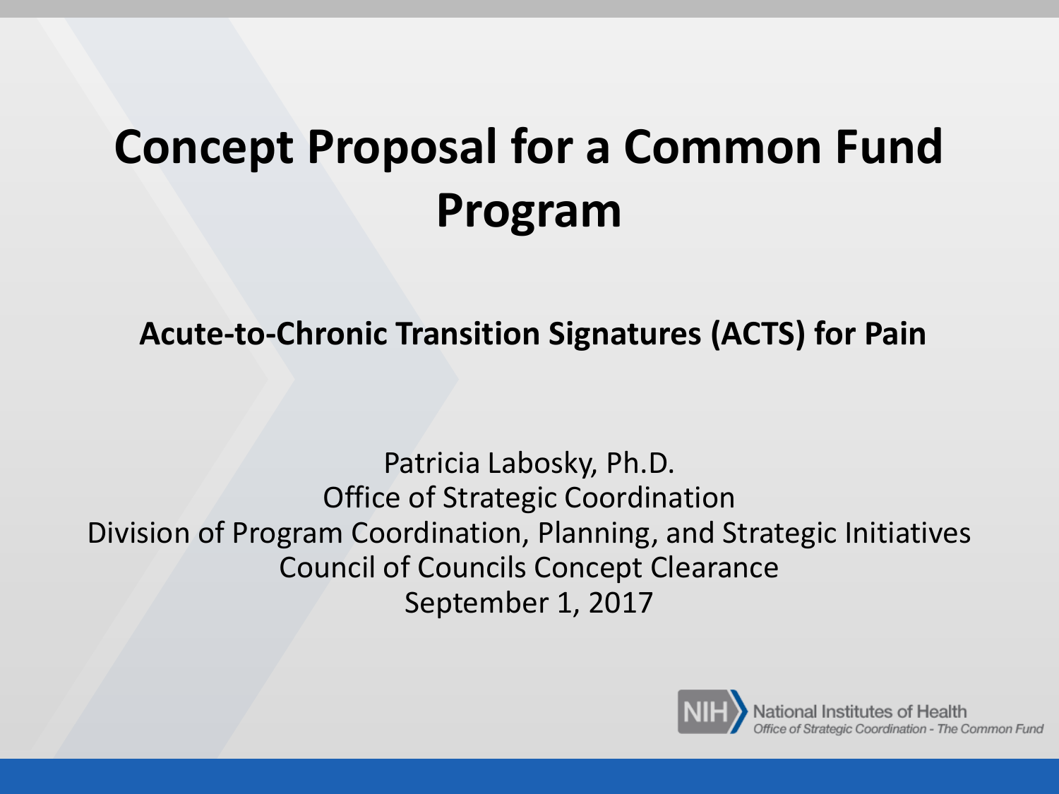# Concept Proposal for a Common Fund Program

**Acute-to-Chronic Transition Signatures (ACTS) for Pain**

Patricia Labosky, Ph.D.
Office of Strategic Coordination
Division of Program Coordination, Planning, and Strategic Initiatives
Council of Councils Concept Clearance
September 1, 2017

NIH National Institutes of Health
*Office of Strategic Coordination - The Common Fund*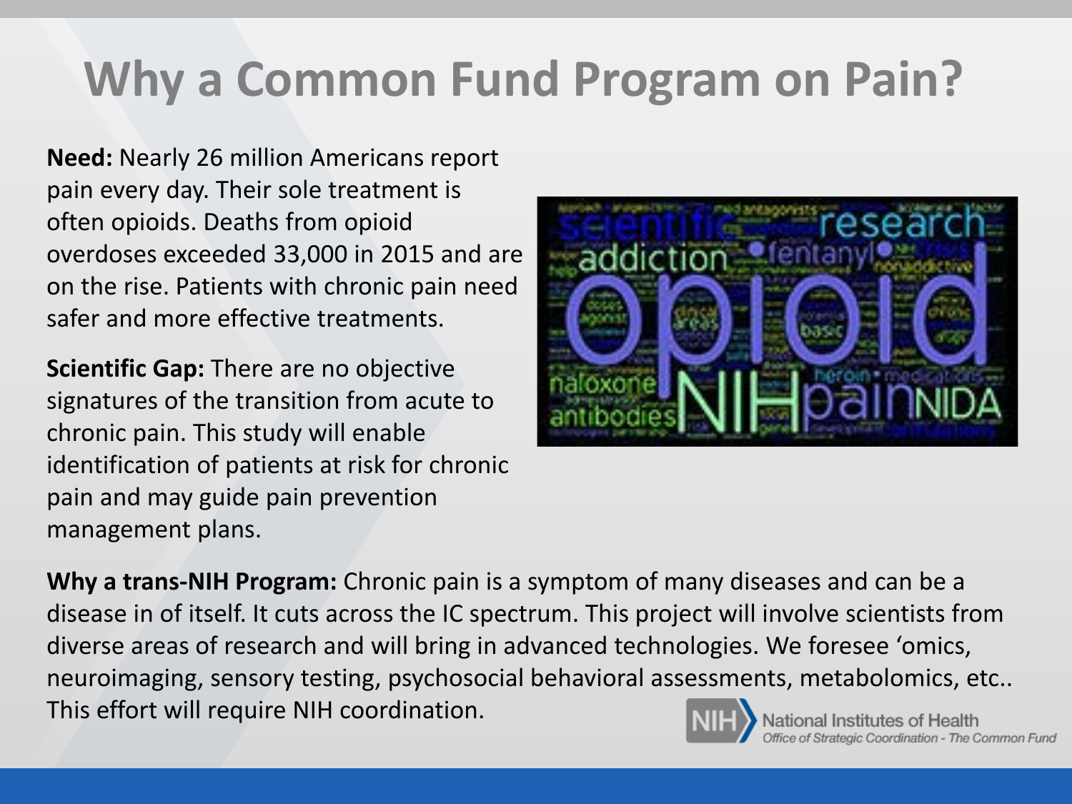# Why a Common Fund Program on Pain?

**Need:** Nearly 26 million Americans report pain every day. Their sole treatment is often opioids. Deaths from opioid overdoses exceeded 33,000 in 2015 and are on the rise. Patients with chronic pain need safer and more effective treatments.

**Scientific Gap:** There are no objective signatures of the transition from acute to chronic pain. This study will enable identification of patients at risk for chronic pain and may guide pain prevention management plans.

**Why a trans-NIH Program:** Chronic pain is a symptom of many diseases and can be a disease in of itself. It cuts across the IC spectrum. This project will involve scientists from diverse areas of research and will bring in advanced technologies. We foresee 'omics, neuroimaging, sensory testing, psychosocial behavioral assessments, metabolomics, etc.. This effort will require NIH coordination.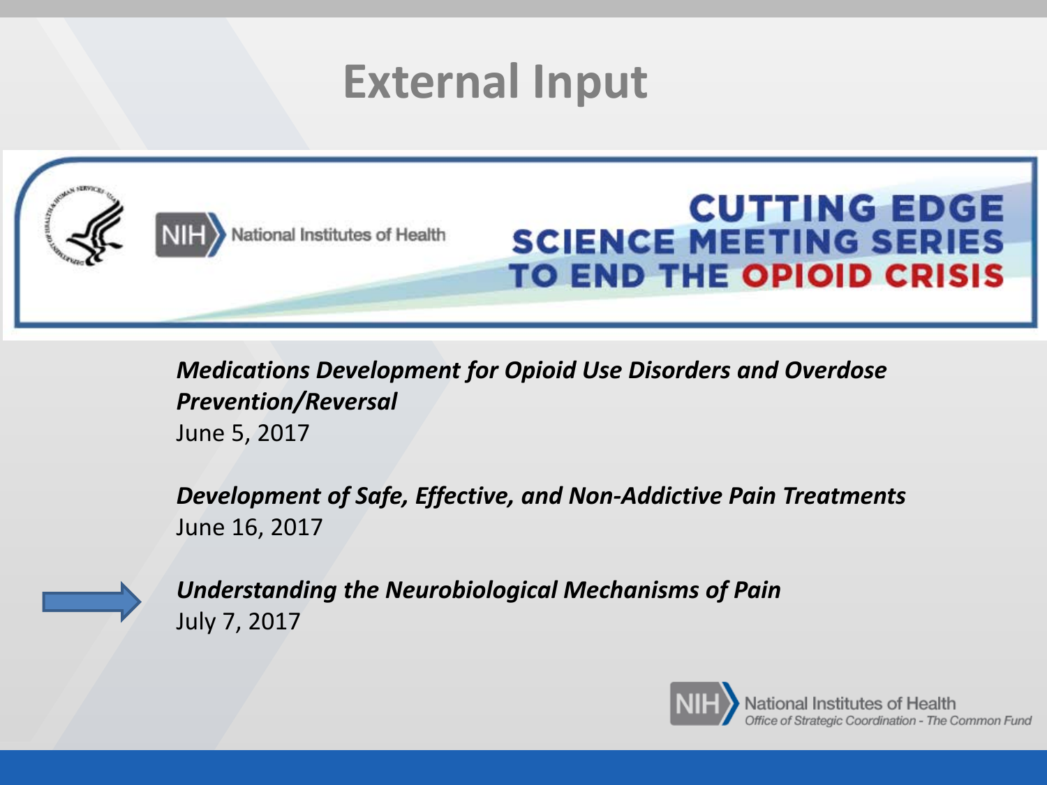# External Input

National Institutes of Health

**CUTTING EDGE SCIENCE MEETING SERIES TO END THE OPIOID CRISIS**

***Medications Development for Opioid Use Disorders and Overdose Prevention/Reversal***
June 5, 2017

***Development of Safe, Effective, and Non-Addictive Pain Treatments***
June 16, 2017

***Understanding the Neurobiological Mechanisms of Pain***
July 7, 2017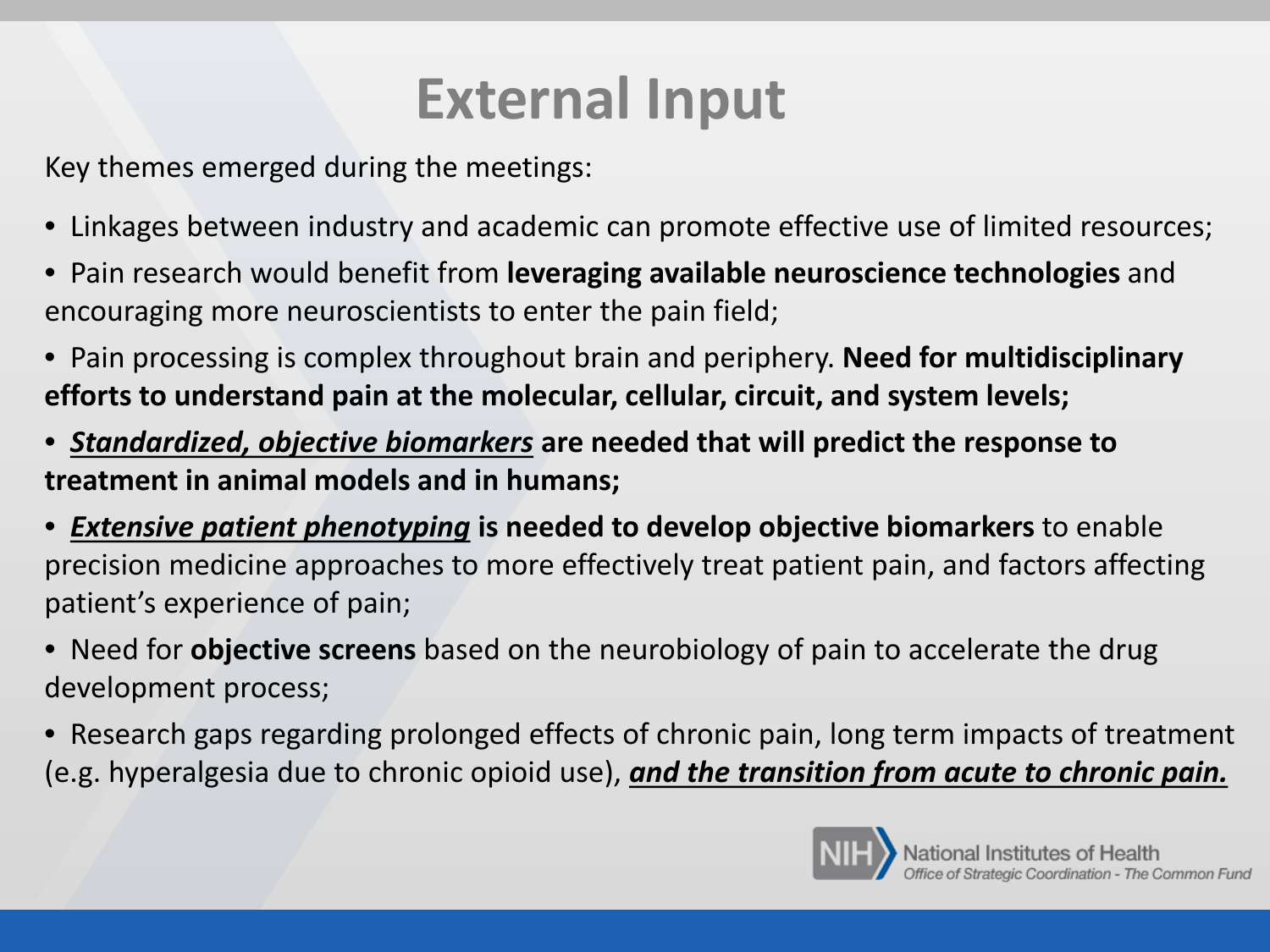# External Input

Key themes emerged during the meetings:

- Linkages between industry and academic can promote effective use of limited resources;
- Pain research would benefit from **leveraging available neuroscience technologies** and encouraging more neuroscientists to enter the pain field;
- Pain processing is complex throughout brain and periphery. **Need for multidisciplinary efforts to understand pain at the molecular, cellular, circuit, and system levels;**
- ***<u>Standardized, objective biomarkers</u>*** **are needed that will predict the response to treatment in animal models and in humans;**
- ***<u>Extensive patient phenotyping</u>*** **is needed to develop objective biomarkers** to enable precision medicine approaches to more effectively treat patient pain, and factors affecting patient's experience of pain;
- Need for **objective screens** based on the neurobiology of pain to accelerate the drug development process;
- Research gaps regarding prolonged effects of chronic pain, long term impacts of treatment (e.g. hyperalgesia due to chronic opioid use), ***<u>and the transition from acute to chronic pain.</u>***

National Institutes of Health
Office of Strategic Coordination - The Common Fund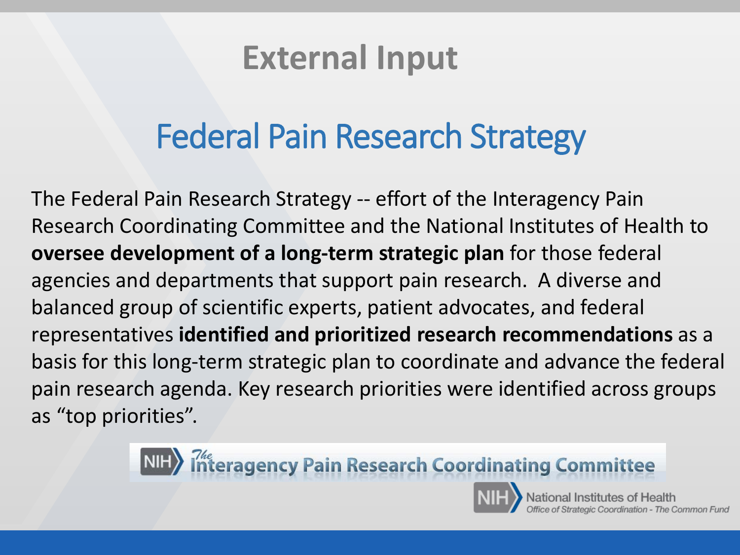# External Input

## Federal Pain Research Strategy

The Federal Pain Research Strategy -- effort of the Interagency Pain Research Coordinating Committee and the National Institutes of Health to **oversee development of a long-term strategic plan** for those federal agencies and departments that support pain research. A diverse and balanced group of scientific experts, patient advocates, and federal representatives **identified and prioritized research recommendations** as a basis for this long-term strategic plan to coordinate and advance the federal pain research agenda. Key research priorities were identified across groups as "top priorities".

NIH The Interagency Pain Research Coordinating Committee

NIH National Institutes of Health
*Office of Strategic Coordination - The Common Fund*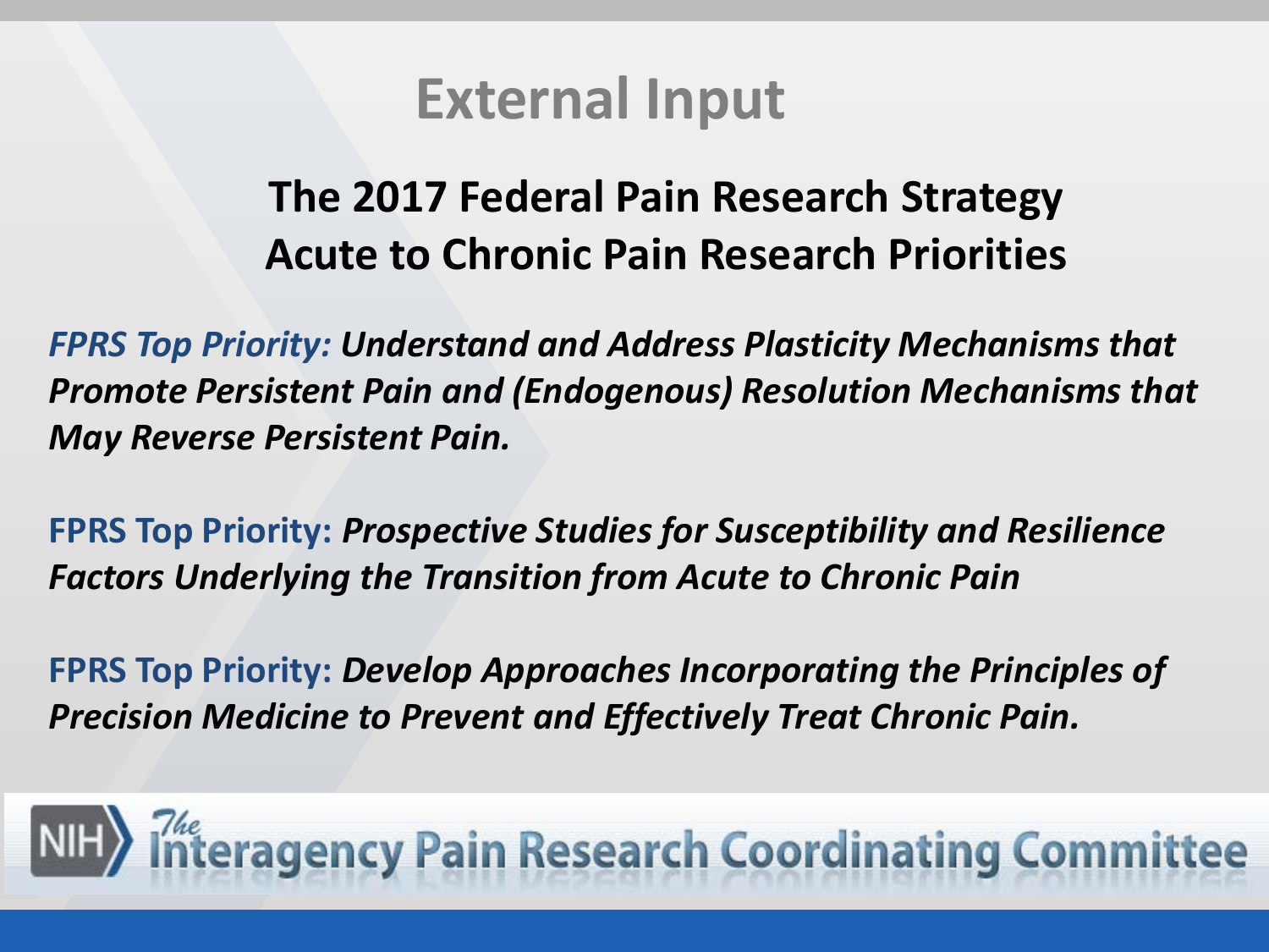# External Input

## The 2017 Federal Pain Research Strategy
## Acute to Chronic Pain Research Priorities

***FPRS Top Priority: Understand and Address Plasticity Mechanisms that Promote Persistent Pain and (Endogenous) Resolution Mechanisms that May Reverse Persistent Pain.***

**FPRS Top Priority:** ***Prospective Studies for Susceptibility and Resilience Factors Underlying the Transition from Acute to Chronic Pain***

**FPRS Top Priority:** ***Develop Approaches Incorporating the Principles of Precision Medicine to Prevent and Effectively Treat Chronic Pain.***

NIH The Interagency Pain Research Coordinating Committee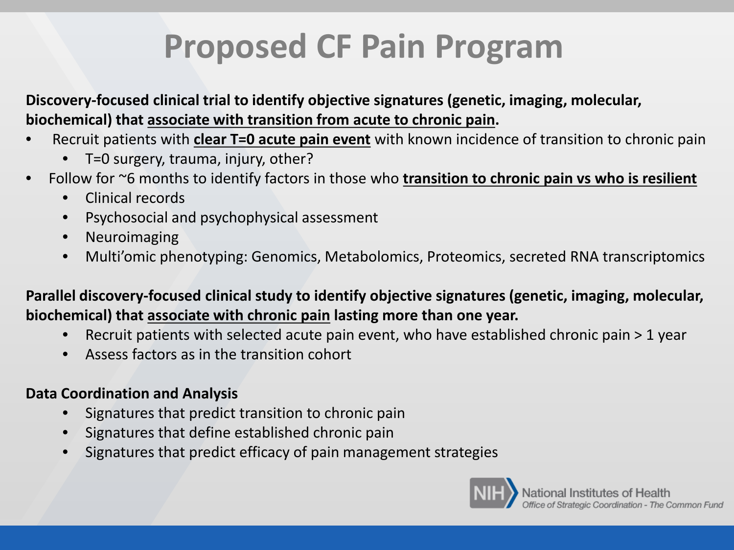# Proposed CF Pain Program

**Discovery-focused clinical trial to identify objective signatures (genetic, imaging, molecular, biochemical) that associate with transition from acute to chronic pain.**

- Recruit patients with **clear T=0 acute pain event** with known incidence of transition to chronic pain
  - T=0 surgery, trauma, injury, other?
- Follow for ~6 months to identify factors in those who **transition to chronic pain vs who is resilient**
  - Clinical records
  - Psychosocial and psychophysical assessment
  - Neuroimaging
  - Multi'omic phenotyping: Genomics, Metabolomics, Proteomics, secreted RNA transcriptomics

**Parallel discovery-focused clinical study to identify objective signatures (genetic, imaging, molecular, biochemical) that associate with chronic pain lasting more than one year.**

- Recruit patients with selected acute pain event, who have established chronic pain > 1 year
- Assess factors as in the transition cohort

**Data Coordination and Analysis**

- Signatures that predict transition to chronic pain
- Signatures that define established chronic pain
- Signatures that predict efficacy of pain management strategies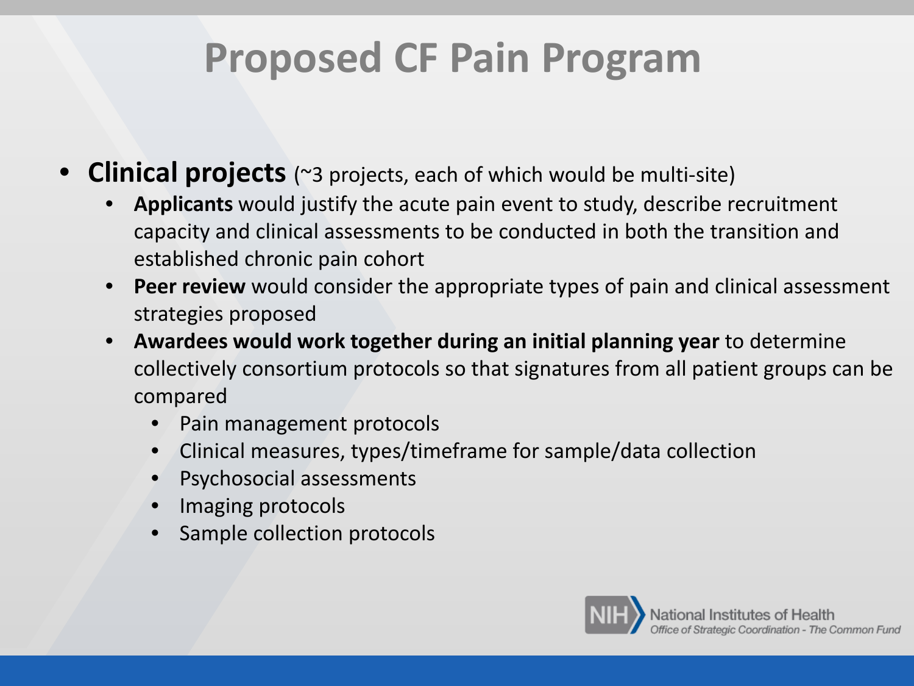# Proposed CF Pain Program

- **Clinical projects** (~3 projects, each of which would be multi-site)
  - **Applicants** would justify the acute pain event to study, describe recruitment capacity and clinical assessments to be conducted in both the transition and established chronic pain cohort
  - **Peer review** would consider the appropriate types of pain and clinical assessment strategies proposed
  - **Awardees would work together during an initial planning year** to determine collectively consortium protocols so that signatures from all patient groups can be compared
    - Pain management protocols
    - Clinical measures, types/timeframe for sample/data collection
    - Psychosocial assessments
    - Imaging protocols
    - Sample collection protocols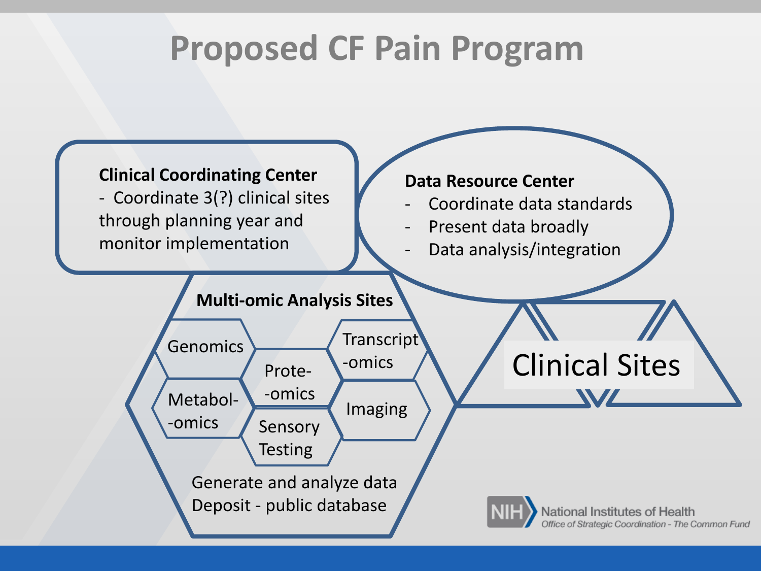# Proposed CF Pain Program

**Clinical Coordinating Center**
- Coordinate 3(?) clinical sites through planning year and monitor implementation

**Data Resource Center**
- Coordinate data standards
- Present data broadly
- Data analysis/integration

**Multi-omic Analysis Sites**

Genomics

Transcript-omics

Prote--omics

Metabol--omics

Imaging

Sensory Testing

Generate and analyze data
Deposit - public database

Clinical Sites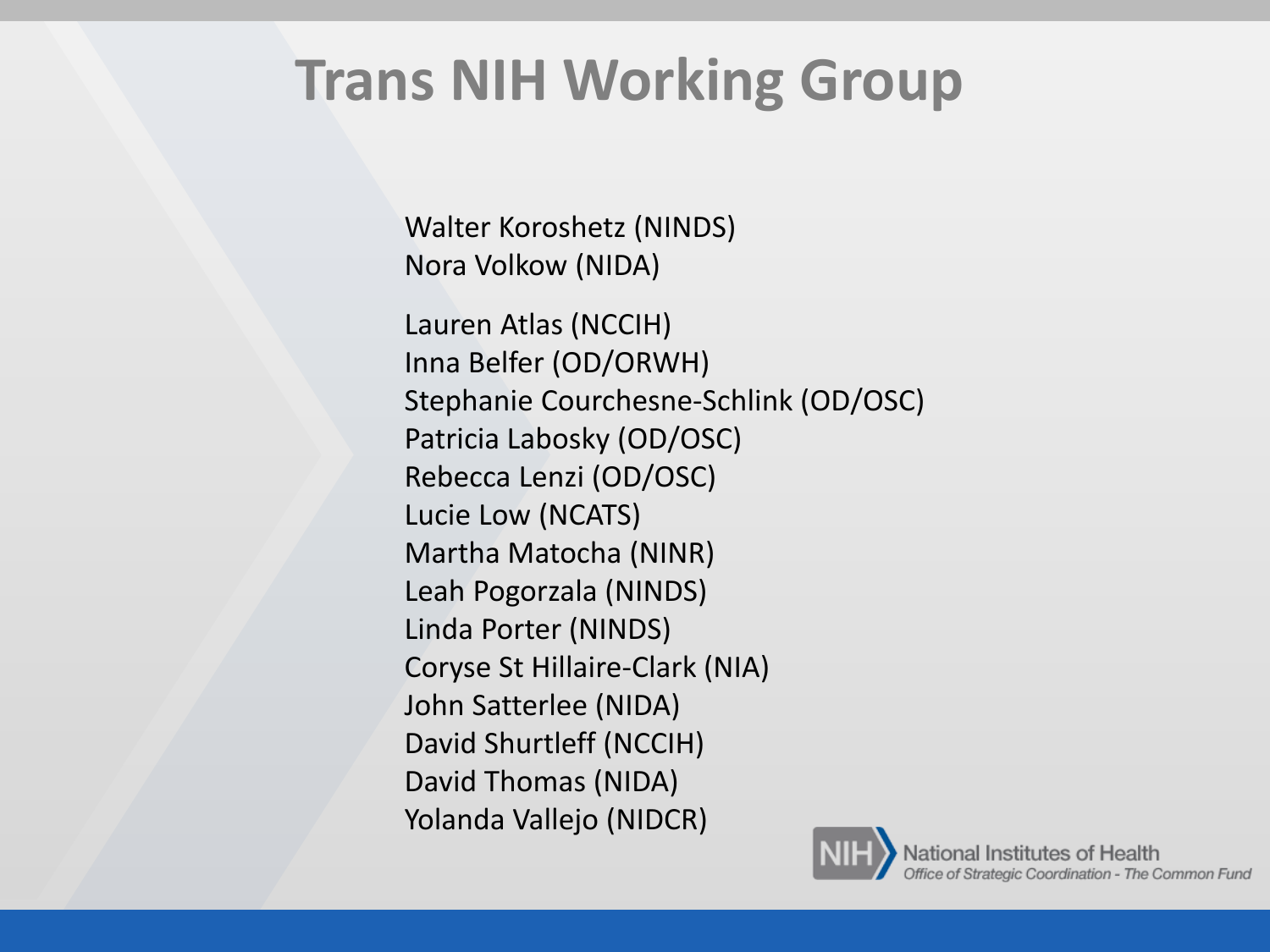# Trans NIH Working Group

Walter Koroshetz (NINDS)
Nora Volkow (NIDA)

Lauren Atlas (NCCIH)
Inna Belfer (OD/ORWH)
Stephanie Courchesne-Schlink (OD/OSC)
Patricia Labosky (OD/OSC)
Rebecca Lenzi (OD/OSC)
Lucie Low (NCATS)
Martha Matocha (NINR)
Leah Pogorzala (NINDS)
Linda Porter (NINDS)
Coryse St Hillaire-Clark (NIA)
John Satterlee (NIDA)
David Shurtleff (NCCIH)
David Thomas (NIDA)
Yolanda Vallejo (NIDCR)

NIH National Institutes of Health
*Office of Strategic Coordination - The Common Fund*